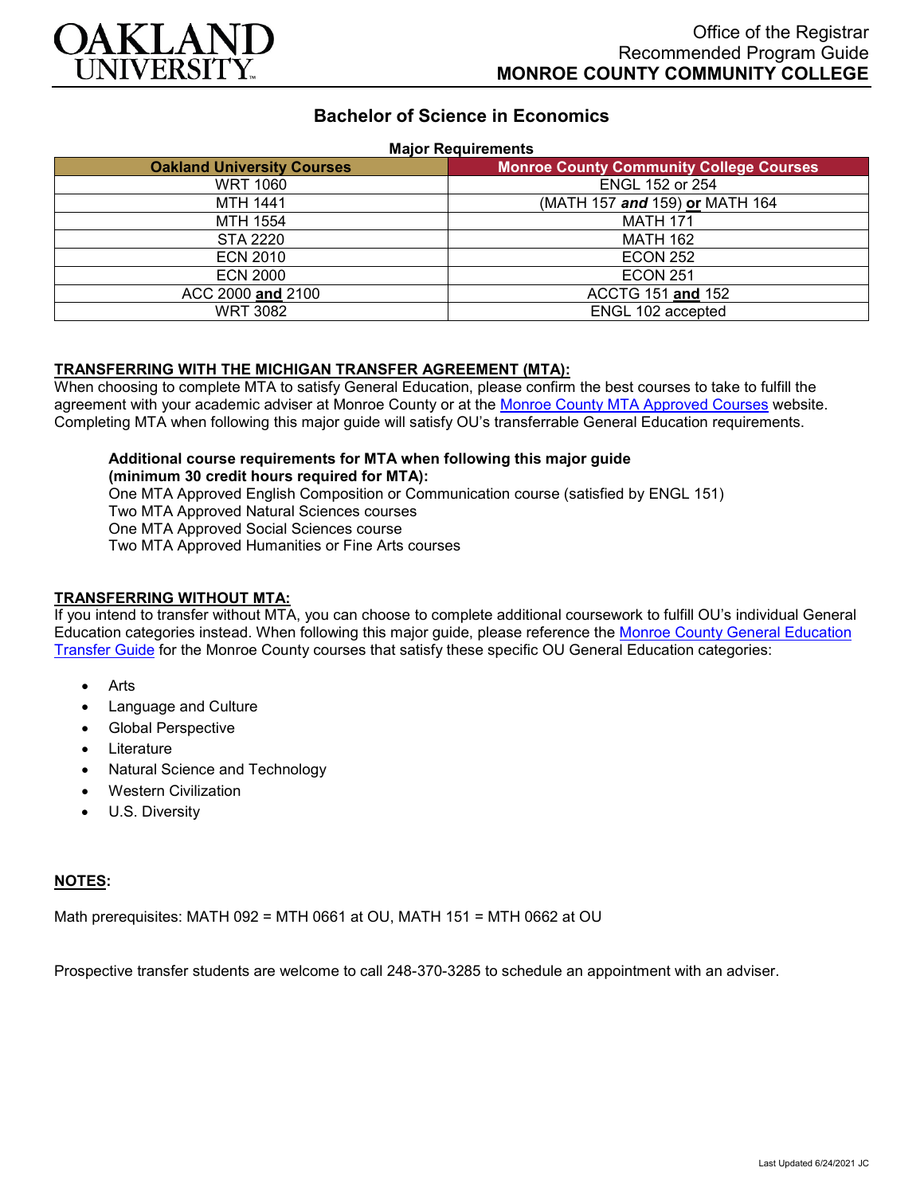Office of the Registrar
Recommended Program Guide
**MONROE COUNTY COMMUNITY COLLEGE**

# Bachelor of Science in Economics

**Major Requirements**

| Oakland University Courses | Monroe County Community College Courses |
|---|---|
| WRT 1060 | ENGL 152 or 254 |
| MTH 1441 | (MATH 157 ***and*** 159) **or** MATH 164 |
| MTH 1554 | MATH 171 |
| STA 2220 | MATH 162 |
| ECN 2010 | ECON 252 |
| ECN 2000 | ECON 251 |
| ACC 2000 **and** 2100 | ACCTG 151 **and** 152 |
| WRT 3082 | ENGL 102 accepted |

**TRANSFERRING WITH THE MICHIGAN TRANSFER AGREEMENT (MTA):**

When choosing to complete MTA to satisfy General Education, please confirm the best courses to take to fulfill the agreement with your academic adviser at Monroe County or at the Monroe County MTA Approved Courses website. Completing MTA when following this major guide will satisfy OU's transferrable General Education requirements.

**Additional course requirements for MTA when following this major guide (minimum 30 credit hours required for MTA):**

One MTA Approved English Composition or Communication course (satisfied by ENGL 151)
Two MTA Approved Natural Sciences courses
One MTA Approved Social Sciences course
Two MTA Approved Humanities or Fine Arts courses

**TRANSFERRING WITHOUT MTA:**

If you intend to transfer without MTA, you can choose to complete additional coursework to fulfill OU's individual General Education categories instead. When following this major guide, please reference the Monroe County General Education Transfer Guide for the Monroe County courses that satisfy these specific OU General Education categories:

- Arts
- Language and Culture
- Global Perspective
- Literature
- Natural Science and Technology
- Western Civilization
- U.S. Diversity

**NOTES:**

Math prerequisites: MATH 092 = MTH 0661 at OU, MATH 151 = MTH 0662 at OU

Prospective transfer students are welcome to call 248-370-3285 to schedule an appointment with an adviser.

Last Updated 6/24/2021 JC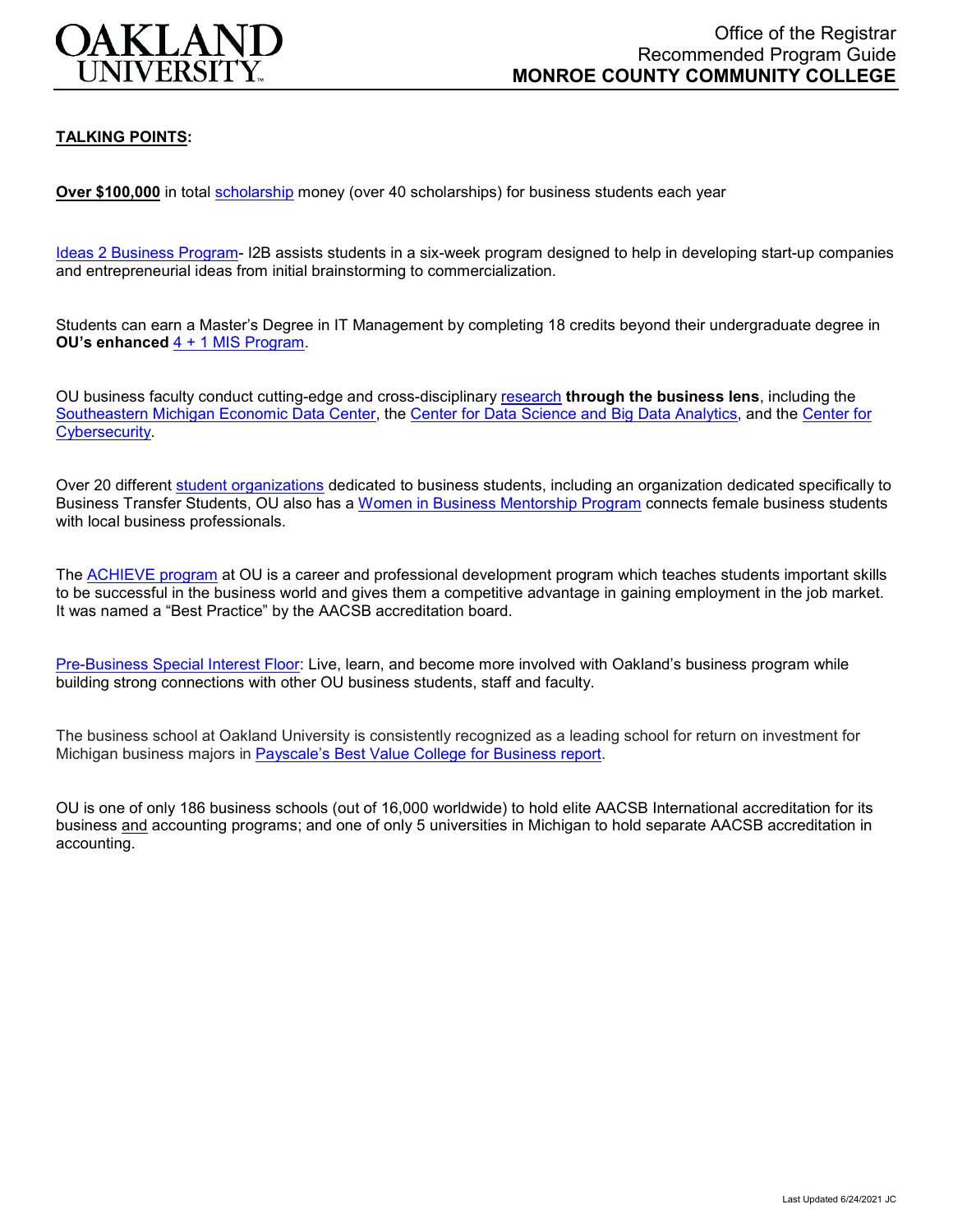**TALKING POINTS:**

**Over $100,000** in total scholarship money (over 40 scholarships) for business students each year

Ideas 2 Business Program- I2B assists students in a six-week program designed to help in developing start-up companies and entrepreneurial ideas from initial brainstorming to commercialization.

Students can earn a Master's Degree in IT Management by completing 18 credits beyond their undergraduate degree in **OU's enhanced** 4 + 1 MIS Program.

OU business faculty conduct cutting-edge and cross-disciplinary research **through the business lens**, including the Southeastern Michigan Economic Data Center, the Center for Data Science and Big Data Analytics, and the Center for Cybersecurity.

Over 20 different student organizations dedicated to business students, including an organization dedicated specifically to Business Transfer Students, OU also has a Women in Business Mentorship Program connects female business students with local business professionals.

The ACHIEVE program at OU is a career and professional development program which teaches students important skills to be successful in the business world and gives them a competitive advantage in gaining employment in the job market. It was named a "Best Practice" by the AACSB accreditation board.

Pre-Business Special Interest Floor: Live, learn, and become more involved with Oakland's business program while building strong connections with other OU business students, staff and faculty.

The business school at Oakland University is consistently recognized as a leading school for return on investment for Michigan business majors in Payscale's Best Value College for Business report.

OU is one of only 186 business schools (out of 16,000 worldwide) to hold elite AACSB International accreditation for its business and accounting programs; and one of only 5 universities in Michigan to hold separate AACSB accreditation in accounting.